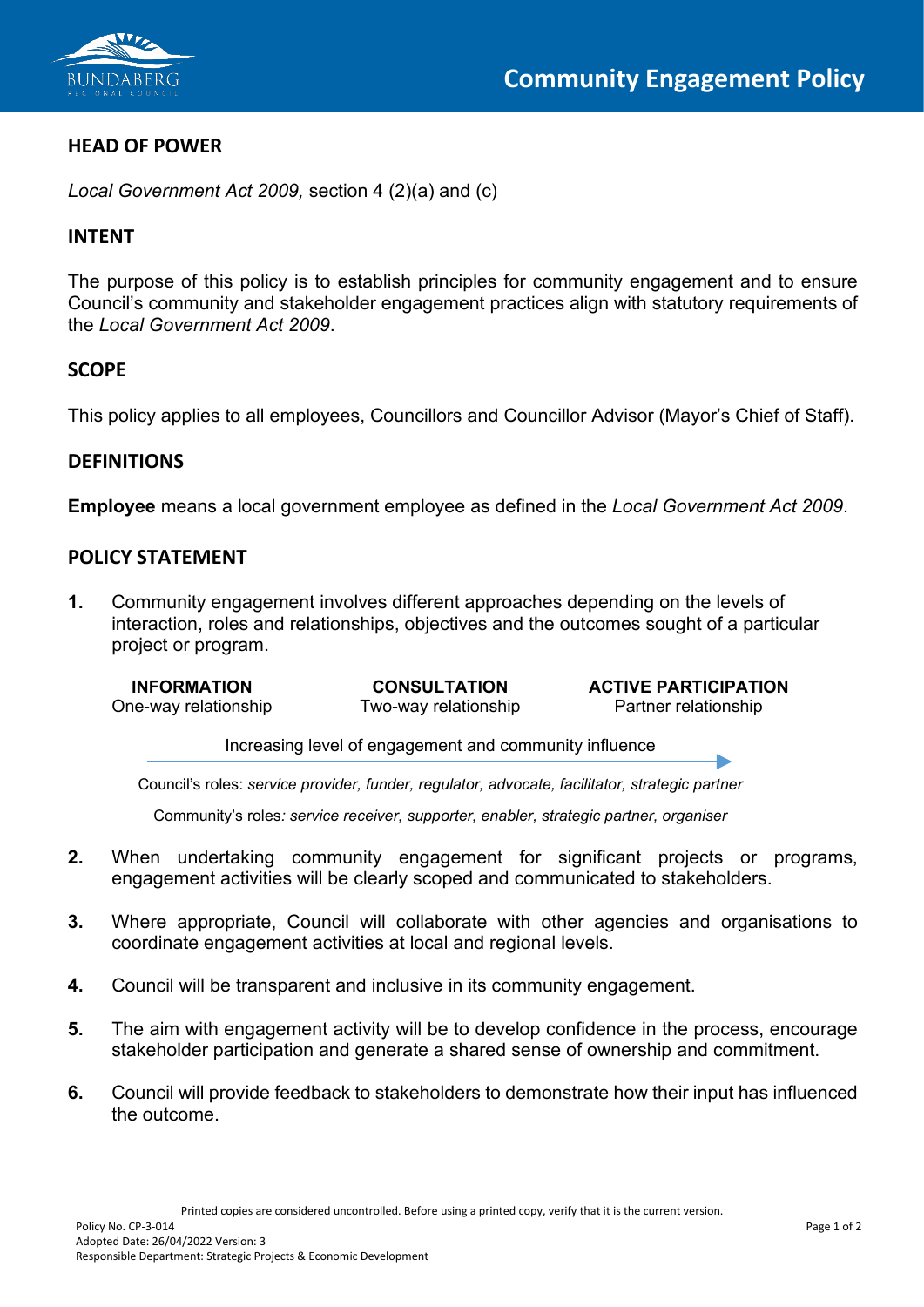# Community Engagement Policy

## HEAD OF POWER

*Local Government Act 2009,* section 4 (2)(a) and (c)

## INTENT

The purpose of this policy is to establish principles for community engagement and to ensure Council's community and stakeholder engagement practices align with statutory requirements of the *Local Government Act 2009*.

## SCOPE

This policy applies to all employees, Councillors and Councillor Advisor (Mayor's Chief of Staff).

## DEFINITIONS

**Employee** means a local government employee as defined in the *Local Government Act 2009*.

## POLICY STATEMENT

1. Community engagement involves different approaches depending on the levels of interaction, roles and relationships, objectives and the outcomes sought of a particular project or program.

| INFORMATION | CONSULTATION | ACTIVE PARTICIPATION |
|---|---|---|
| One-way relationship | Two-way relationship | Partner relationship |

Increasing level of engagement and community influence →

Council's roles: *service provider, funder, regulator, advocate, facilitator, strategic partner*

Community's roles*: service receiver, supporter, enabler, strategic partner, organiser*

2. When undertaking community engagement for significant projects or programs, engagement activities will be clearly scoped and communicated to stakeholders.

3. Where appropriate, Council will collaborate with other agencies and organisations to coordinate engagement activities at local and regional levels.

4. Council will be transparent and inclusive in its community engagement.

5. The aim with engagement activity will be to develop confidence in the process, encourage stakeholder participation and generate a shared sense of ownership and commitment.

6. Council will provide feedback to stakeholders to demonstrate how their input has influenced the outcome.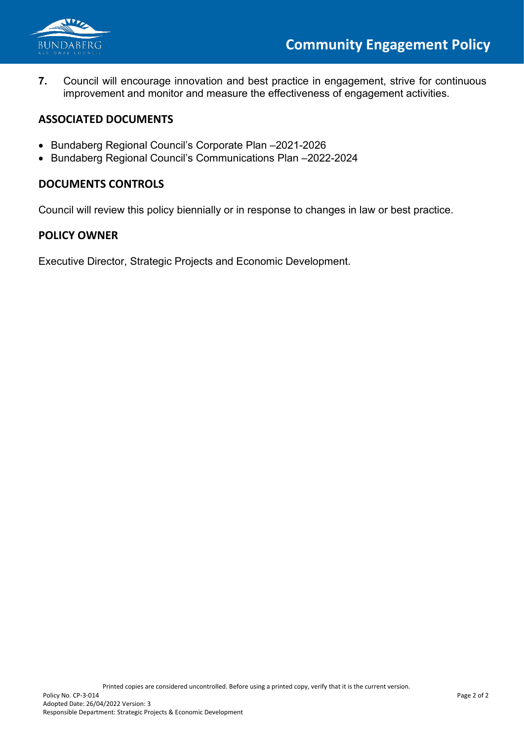**7.** Council will encourage innovation and best practice in engagement, strive for continuous improvement and monitor and measure the effectiveness of engagement activities.

## ASSOCIATED DOCUMENTS

- Bundaberg Regional Council's Corporate Plan –2021-2026
- Bundaberg Regional Council's Communications Plan –2022-2024

## DOCUMENTS CONTROLS

Council will review this policy biennially or in response to changes in law or best practice.

## POLICY OWNER

Executive Director, Strategic Projects and Economic Development.